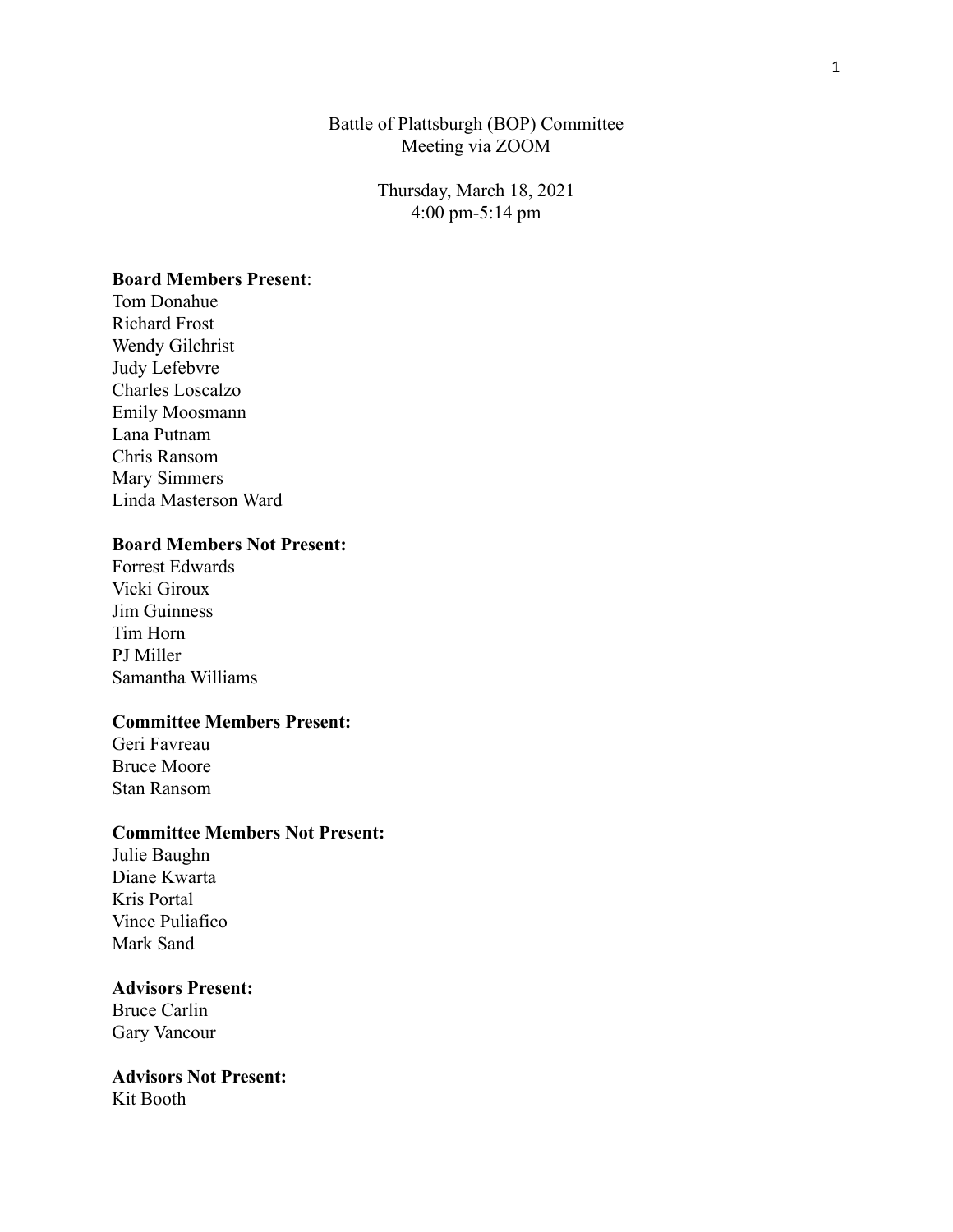Battle of Plattsburgh (BOP) Committee
Meeting via ZOOM

Thursday, March 18, 2021
4:00 pm-5:14 pm

**Board Members Present**:
Tom Donahue
Richard Frost
Wendy Gilchrist
Judy Lefebvre
Charles Loscalzo
Emily Moosmann
Lana Putnam
Chris Ransom
Mary Simmers
Linda Masterson Ward

**Board Members Not Present:**
Forrest Edwards
Vicki Giroux
Jim Guinness
Tim Horn
PJ Miller
Samantha Williams

**Committee Members Present:**
Geri Favreau
Bruce Moore
Stan Ransom

**Committee Members Not Present:**
Julie Baughn
Diane Kwarta
Kris Portal
Vince Puliafico
Mark Sand

**Advisors Present:**
Bruce Carlin
Gary Vancour

**Advisors Not Present:**
Kit Booth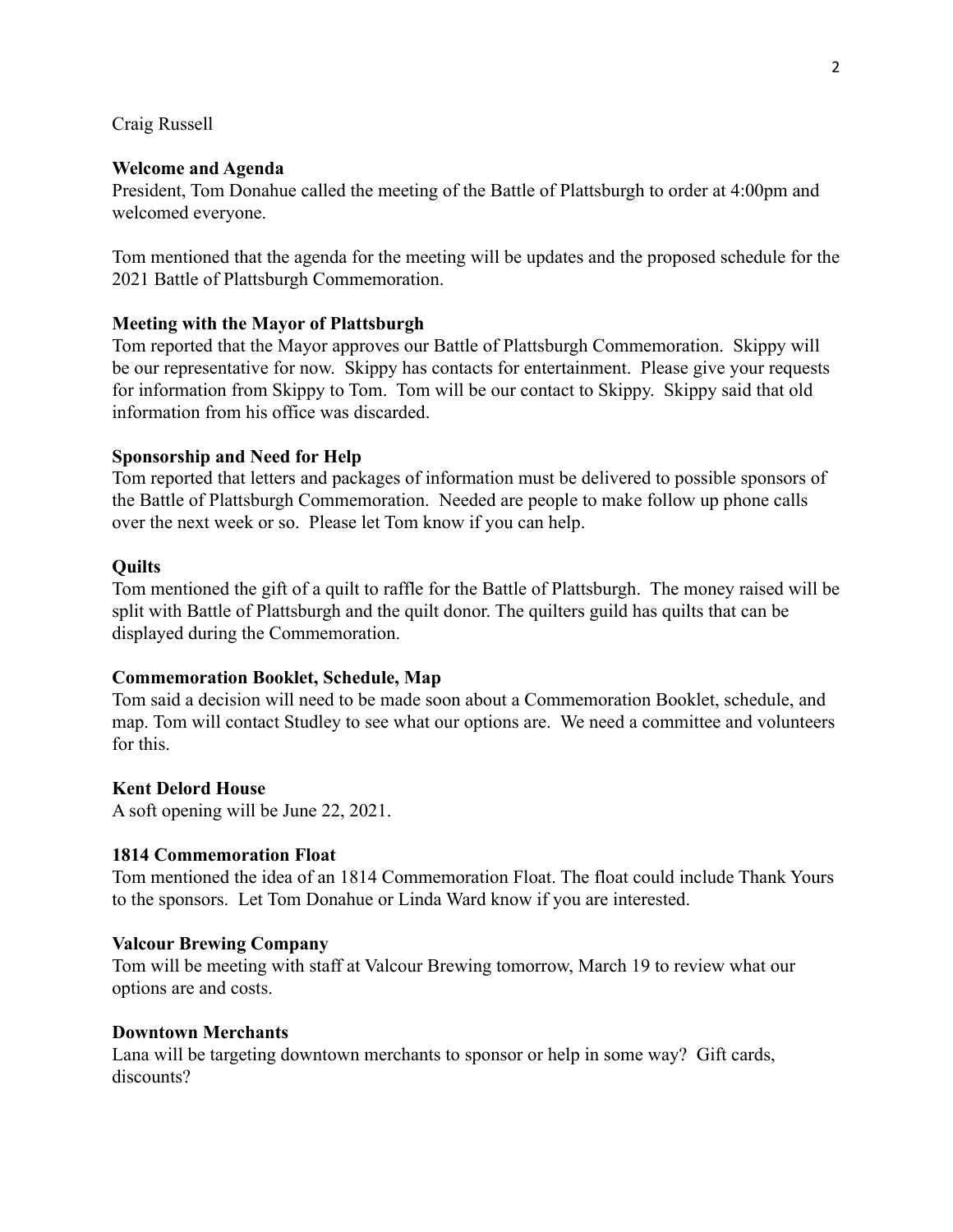Craig Russell

**Welcome and Agenda**

President, Tom Donahue called the meeting of the Battle of Plattsburgh to order at 4:00pm and welcomed everyone.

Tom mentioned that the agenda for the meeting will be updates and the proposed schedule for the 2021 Battle of Plattsburgh Commemoration.

**Meeting with the Mayor of Plattsburgh**

Tom reported that the Mayor approves our Battle of Plattsburgh Commemoration. Skippy will be our representative for now. Skippy has contacts for entertainment. Please give your requests for information from Skippy to Tom. Tom will be our contact to Skippy. Skippy said that old information from his office was discarded.

**Sponsorship and Need for Help**

Tom reported that letters and packages of information must be delivered to possible sponsors of the Battle of Plattsburgh Commemoration. Needed are people to make follow up phone calls over the next week or so. Please let Tom know if you can help.

**Quilts**

Tom mentioned the gift of a quilt to raffle for the Battle of Plattsburgh. The money raised will be split with Battle of Plattsburgh and the quilt donor. The quilters guild has quilts that can be displayed during the Commemoration.

**Commemoration Booklet, Schedule, Map**

Tom said a decision will need to be made soon about a Commemoration Booklet, schedule, and map. Tom will contact Studley to see what our options are. We need a committee and volunteers for this.

**Kent Delord House**

A soft opening will be June 22, 2021.

**1814 Commemoration Float**

Tom mentioned the idea of an 1814 Commemoration Float. The float could include Thank Yours to the sponsors. Let Tom Donahue or Linda Ward know if you are interested.

**Valcour Brewing Company**

Tom will be meeting with staff at Valcour Brewing tomorrow, March 19 to review what our options are and costs.

**Downtown Merchants**

Lana will be targeting downtown merchants to sponsor or help in some way? Gift cards, discounts?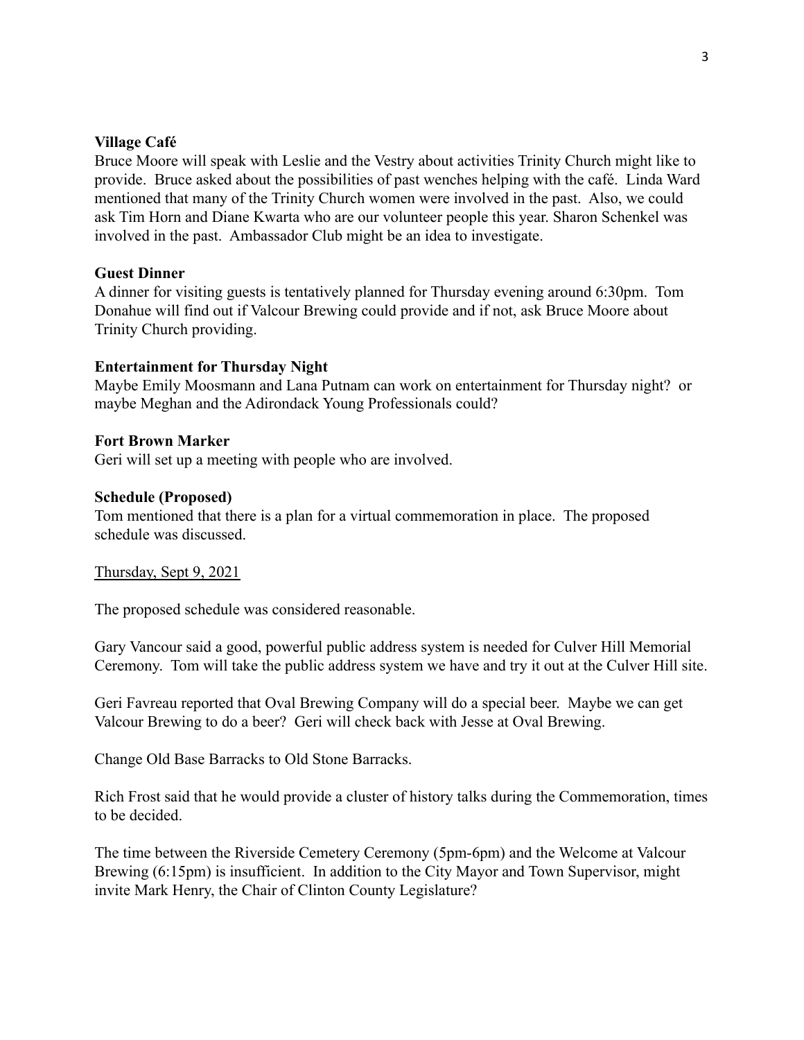**Village Café**

Bruce Moore will speak with Leslie and the Vestry about activities Trinity Church might like to provide. Bruce asked about the possibilities of past wenches helping with the café. Linda Ward mentioned that many of the Trinity Church women were involved in the past. Also, we could ask Tim Horn and Diane Kwarta who are our volunteer people this year. Sharon Schenkel was involved in the past. Ambassador Club might be an idea to investigate.

**Guest Dinner**

A dinner for visiting guests is tentatively planned for Thursday evening around 6:30pm. Tom Donahue will find out if Valcour Brewing could provide and if not, ask Bruce Moore about Trinity Church providing.

**Entertainment for Thursday Night**

Maybe Emily Moosmann and Lana Putnam can work on entertainment for Thursday night? or maybe Meghan and the Adirondack Young Professionals could?

**Fort Brown Marker**

Geri will set up a meeting with people who are involved.

**Schedule (Proposed)**

Tom mentioned that there is a plan for a virtual commemoration in place. The proposed schedule was discussed.

<u>Thursday, Sept 9, 2021</u>

The proposed schedule was considered reasonable.

Gary Vancour said a good, powerful public address system is needed for Culver Hill Memorial Ceremony. Tom will take the public address system we have and try it out at the Culver Hill site.

Geri Favreau reported that Oval Brewing Company will do a special beer. Maybe we can get Valcour Brewing to do a beer? Geri will check back with Jesse at Oval Brewing.

Change Old Base Barracks to Old Stone Barracks.

Rich Frost said that he would provide a cluster of history talks during the Commemoration, times to be decided.

The time between the Riverside Cemetery Ceremony (5pm-6pm) and the Welcome at Valcour Brewing (6:15pm) is insufficient. In addition to the City Mayor and Town Supervisor, might invite Mark Henry, the Chair of Clinton County Legislature?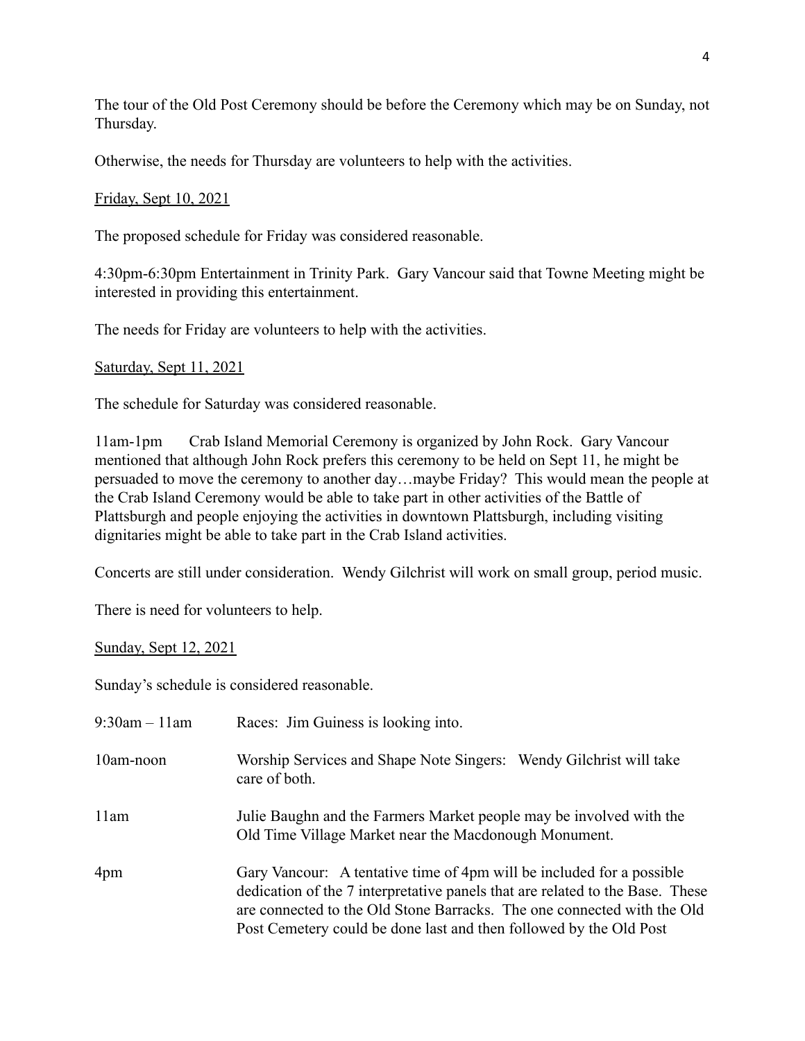The tour of the Old Post Ceremony should be before the Ceremony which may be on Sunday, not Thursday.

Otherwise, the needs for Thursday are volunteers to help with the activities.

Friday, Sept 10, 2021

The proposed schedule for Friday was considered reasonable.

4:30pm-6:30pm Entertainment in Trinity Park. Gary Vancour said that Towne Meeting might be interested in providing this entertainment.

The needs for Friday are volunteers to help with the activities.

Saturday, Sept 11, 2021

The schedule for Saturday was considered reasonable.

11am-1pm Crab Island Memorial Ceremony is organized by John Rock. Gary Vancour mentioned that although John Rock prefers this ceremony to be held on Sept 11, he might be persuaded to move the ceremony to another day…maybe Friday? This would mean the people at the Crab Island Ceremony would be able to take part in other activities of the Battle of Plattsburgh and people enjoying the activities in downtown Plattsburgh, including visiting dignitaries might be able to take part in the Crab Island activities.

Concerts are still under consideration. Wendy Gilchrist will work on small group, period music.

There is need for volunteers to help.

Sunday, Sept 12, 2021

Sunday's schedule is considered reasonable.

| | |
|---|---|
| 9:30am – 11am | Races: Jim Guiness is looking into. |
| 10am-noon | Worship Services and Shape Note Singers: Wendy Gilchrist will take care of both. |
| 11am | Julie Baughn and the Farmers Market people may be involved with the Old Time Village Market near the Macdonough Monument. |
| 4pm | Gary Vancour: A tentative time of 4pm will be included for a possible dedication of the 7 interpretative panels that are related to the Base. These are connected to the Old Stone Barracks. The one connected with the Old Post Cemetery could be done last and then followed by the Old Post |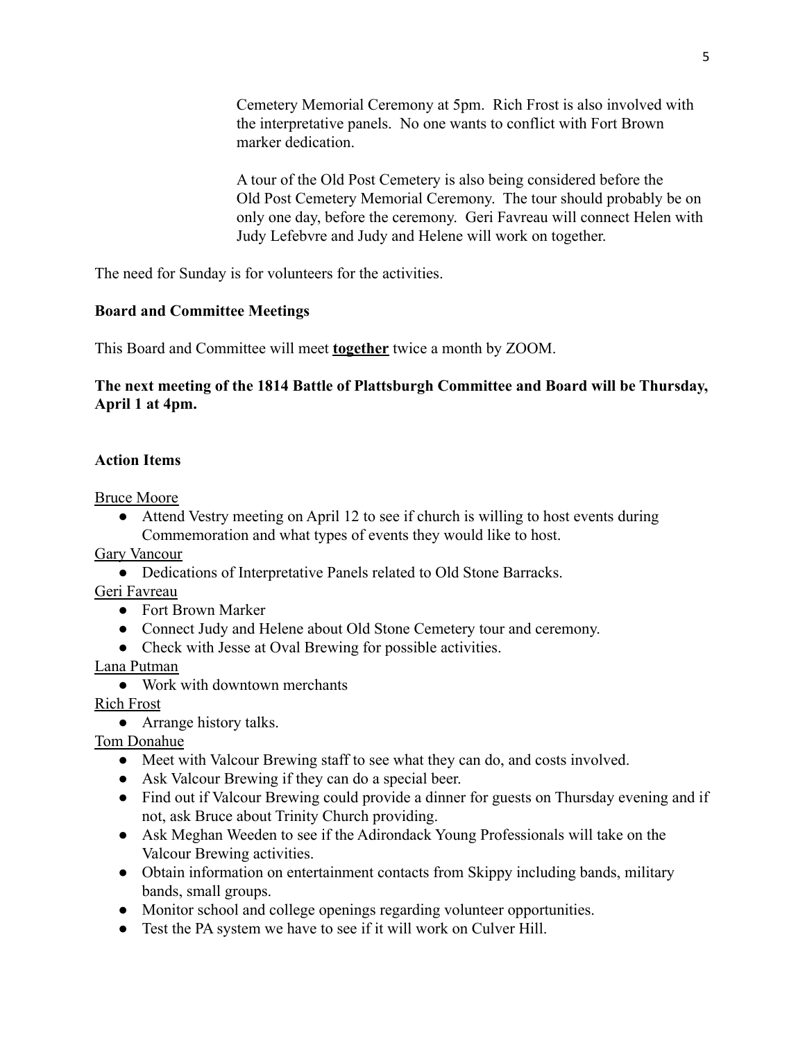Cemetery Memorial Ceremony at 5pm. Rich Frost is also involved with the interpretative panels. No one wants to conflict with Fort Brown marker dedication.

A tour of the Old Post Cemetery is also being considered before the Old Post Cemetery Memorial Ceremony. The tour should probably be on only one day, before the ceremony. Geri Favreau will connect Helen with Judy Lefebvre and Judy and Helene will work on together.

The need for Sunday is for volunteers for the activities.

**Board and Committee Meetings**

This Board and Committee will meet **together** twice a month by ZOOM.

**The next meeting of the 1814 Battle of Plattsburgh Committee and Board will be Thursday, April 1 at 4pm.**

**Action Items**

Bruce Moore

- Attend Vestry meeting on April 12 to see if church is willing to host events during Commemoration and what types of events they would like to host.

Gary Vancour

- Dedications of Interpretative Panels related to Old Stone Barracks.

Geri Favreau

- Fort Brown Marker
- Connect Judy and Helene about Old Stone Cemetery tour and ceremony.
- Check with Jesse at Oval Brewing for possible activities.

Lana Putman

- Work with downtown merchants

Rich Frost

- Arrange history talks.

Tom Donahue

- Meet with Valcour Brewing staff to see what they can do, and costs involved.
- Ask Valcour Brewing if they can do a special beer.
- Find out if Valcour Brewing could provide a dinner for guests on Thursday evening and if not, ask Bruce about Trinity Church providing.
- Ask Meghan Weeden to see if the Adirondack Young Professionals will take on the Valcour Brewing activities.
- Obtain information on entertainment contacts from Skippy including bands, military bands, small groups.
- Monitor school and college openings regarding volunteer opportunities.
- Test the PA system we have to see if it will work on Culver Hill.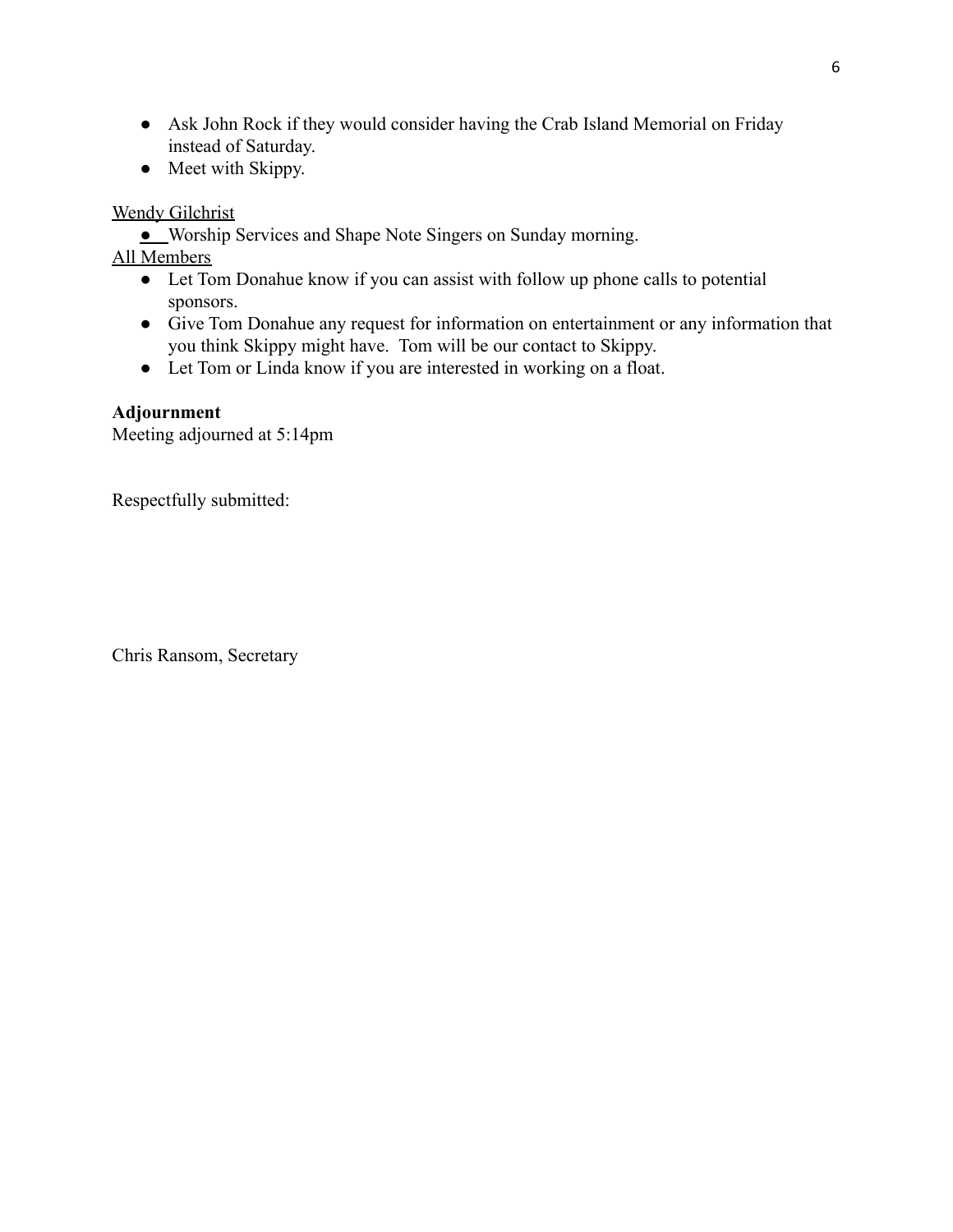- Ask John Rock if they would consider having the Crab Island Memorial on Friday instead of Saturday.
- Meet with Skippy.

<u>Wendy Gilchrist</u>

- Worship Services and Shape Note Singers on Sunday morning.

<u>All Members</u>

- Let Tom Donahue know if you can assist with follow up phone calls to potential sponsors.
- Give Tom Donahue any request for information on entertainment or any information that you think Skippy might have. Tom will be our contact to Skippy.
- Let Tom or Linda know if you are interested in working on a float.

**Adjournment**

Meeting adjourned at 5:14pm

Respectfully submitted:

Chris Ransom, Secretary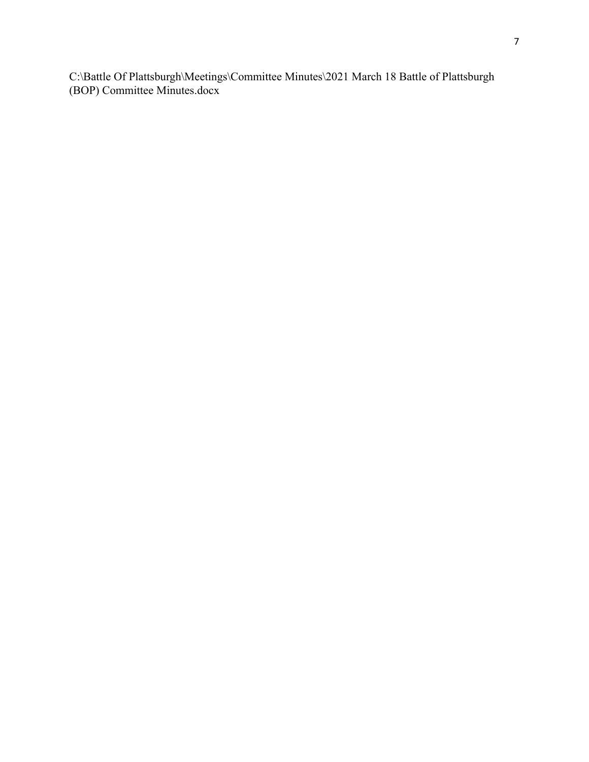C:\Battle Of Plattsburgh\Meetings\Committee Minutes\2021 March 18 Battle of Plattsburgh (BOP) Committee Minutes.docx